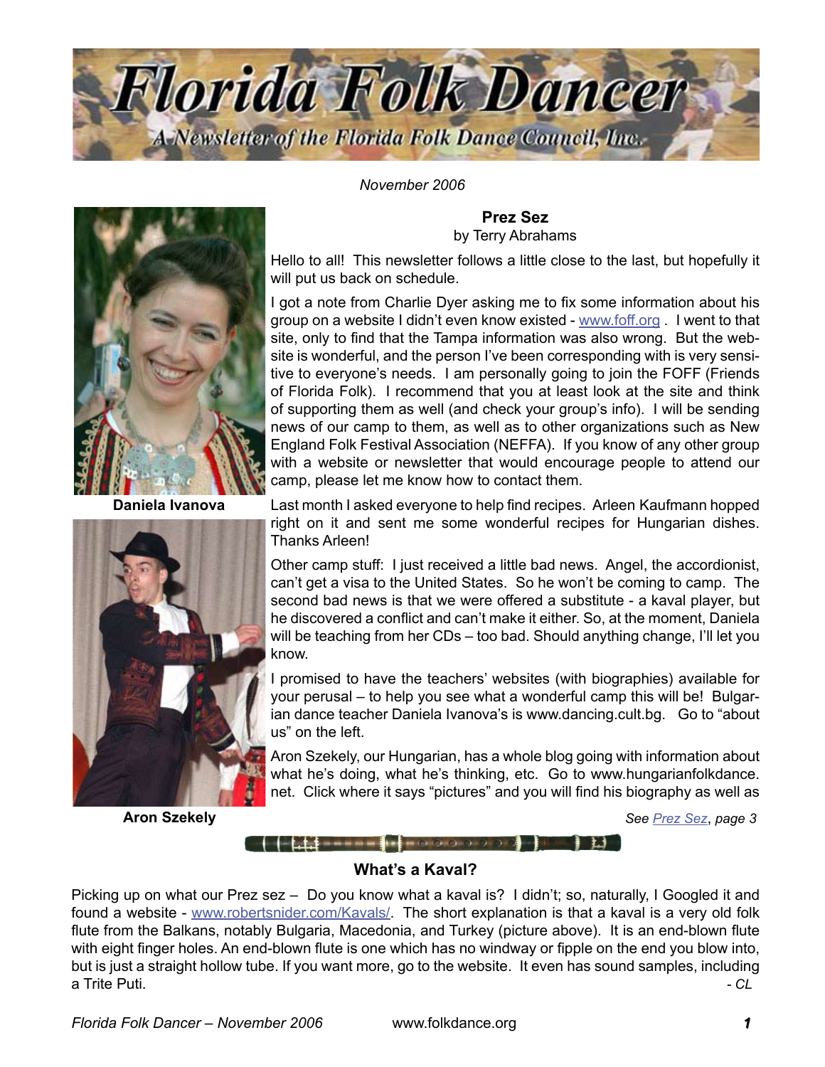# Florida Folk Dancer

A Newsletter of the Florida Folk Dance Council, Inc.

*November 2006*

Daniela Ivanova

Aron Szekely

## Prez Sez

by Terry Abrahams

Hello to all! This newsletter follows a little close to the last, but hopefully it will put us back on schedule.

I got a note from Charlie Dyer asking me to fix some information about his group on a website I didn't even know existed - www.foff.org . I went to that site, only to find that the Tampa information was also wrong. But the website is wonderful, and the person I've been corresponding with is very sensitive to everyone's needs. I am personally going to join the FOFF (Friends of Florida Folk). I recommend that you at least look at the site and think of supporting them as well (and check your group's info). I will be sending news of our camp to them, as well as to other organizations such as New England Folk Festival Association (NEFFA). If you know of any other group with a website or newsletter that would encourage people to attend our camp, please let me know how to contact them.

Last month I asked everyone to help find recipes. Arleen Kaufmann hopped right on it and sent me some wonderful recipes for Hungarian dishes. Thanks Arleen!

Other camp stuff: I just received a little bad news. Angel, the accordionist, can't get a visa to the United States. So he won't be coming to camp. The second bad news is that we were offered a substitute - a kaval player, but he discovered a conflict and can't make it either. So, at the moment, Daniela will be teaching from her CDs – too bad. Should anything change, I'll let you know.

I promised to have the teachers' websites (with biographies) available for your perusal – to help you see what a wonderful camp this will be! Bulgarian dance teacher Daniela Ivanova's is www.dancing.cult.bg. Go to "about us" on the left.

Aron Szekely, our Hungarian, has a whole blog going with information about what he's doing, what he's thinking, etc. Go to www.hungarianfolkdance.net. Click where it says "pictures" and you will find his biography as well as

*See Prez Sez, page 3*

## What's a Kaval?

Picking up on what our Prez sez – Do you know what a kaval is? I didn't; so, naturally, I Googled it and found a website - www.robertsnider.com/Kavals/. The short explanation is that a kaval is a very old folk flute from the Balkans, notably Bulgaria, Macedonia, and Turkey (picture above). It is an end-blown flute with eight finger holes. An end-blown flute is one which has no windway or fipple on the end you blow into, but is just a straight hollow tube. If you want more, go to the website. It even has sound samples, including a Trite Puti.

*- CL*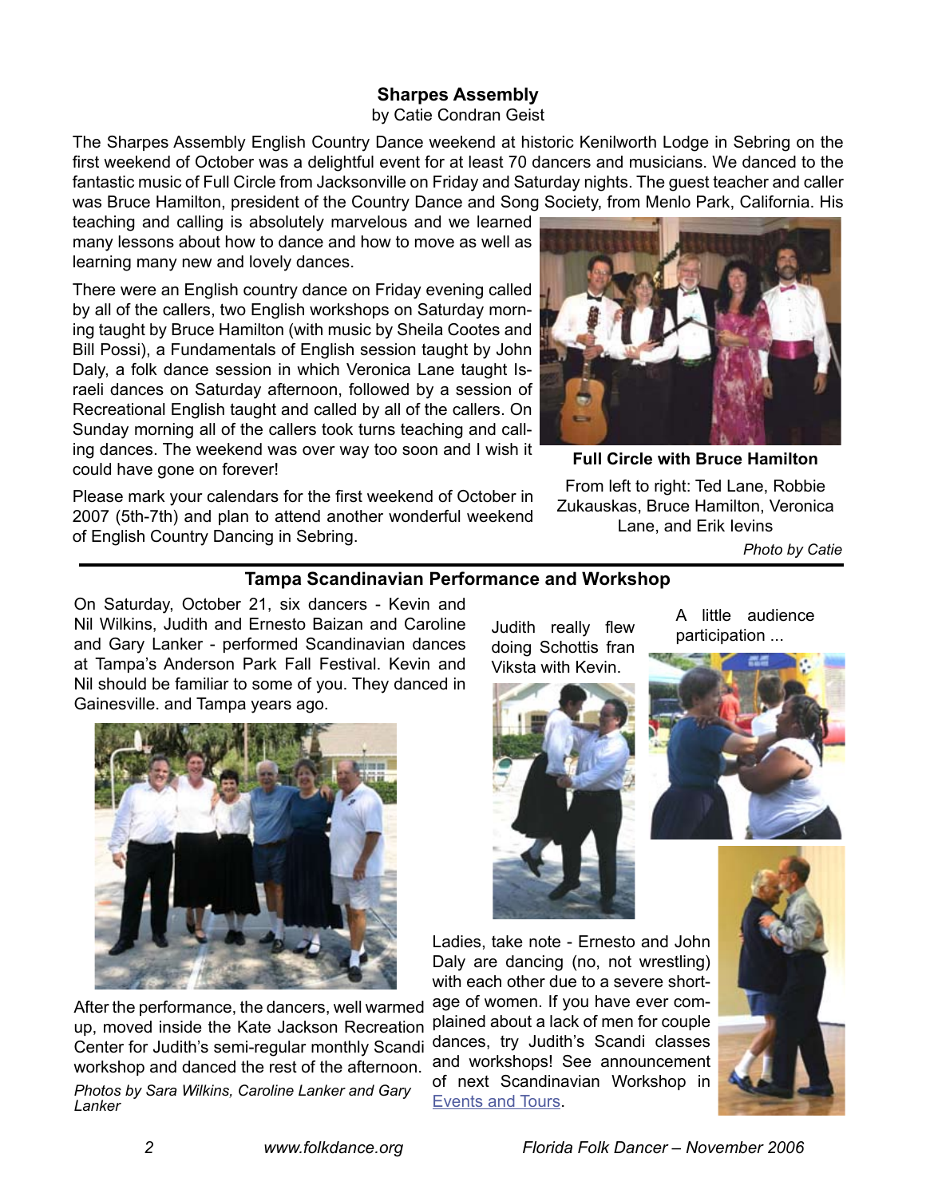## Sharpes Assembly

by Catie Condran Geist

The Sharpes Assembly English Country Dance weekend at historic Kenilworth Lodge in Sebring on the first weekend of October was a delightful event for at least 70 dancers and musicians. We danced to the fantastic music of Full Circle from Jacksonville on Friday and Saturday nights. The guest teacher and caller was Bruce Hamilton, president of the Country Dance and Song Society, from Menlo Park, California. His teaching and calling is absolutely marvelous and we learned many lessons about how to dance and how to move as well as learning many new and lovely dances.

There were an English country dance on Friday evening called by all of the callers, two English workshops on Saturday morning taught by Bruce Hamilton (with music by Sheila Cootes and Bill Possi), a Fundamentals of English session taught by John Daly, a folk dance session in which Veronica Lane taught Israeli dances on Saturday afternoon, followed by a session of Recreational English taught and called by all of the callers. On Sunday morning all of the callers took turns teaching and calling dances. The weekend was over way too soon and I wish it could have gone on forever!

Please mark your calendars for the first weekend of October in 2007 (5th-7th) and plan to attend another wonderful weekend of English Country Dancing in Sebring.

**Full Circle with Bruce Hamilton**

From left to right: Ted Lane, Robbie Zukauskas, Bruce Hamilton, Veronica Lane, and Erik Ievins

*Photo by Catie*

---

## Tampa Scandinavian Performance and Workshop

On Saturday, October 21, six dancers - Kevin and Nil Wilkins, Judith and Ernesto Baizan and Caroline and Gary Lanker - performed Scandinavian dances at Tampa's Anderson Park Fall Festival. Kevin and Nil should be familiar to some of you. They danced in Gainesville. and Tampa years ago.

After the performance, the dancers, well warmed up, moved inside the Kate Jackson Recreation Center for Judith's semi-regular monthly Scandi workshop and danced the rest of the afternoon.

*Photos by Sara Wilkins, Caroline Lanker and Gary Lanker*

Judith really flew doing Schottis fran Viksta with Kevin.

A little audience participation ...

Ladies, take note - Ernesto and John Daly are dancing (no, not wrestling) with each other due to a severe shortage of women. If you have ever complained about a lack of men for couple dances, try Judith's Scandi classes and workshops! See announcement of next Scandinavian Workshop in Events and Tours.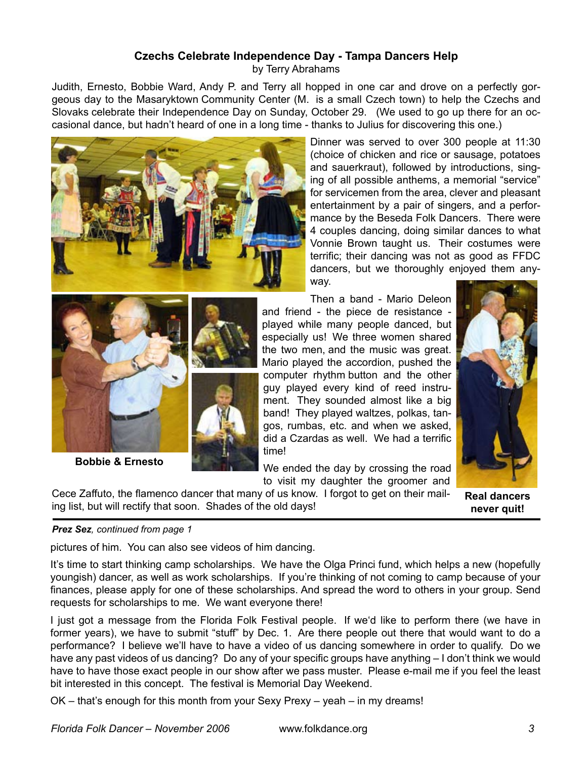## Czechs Celebrate Independence Day - Tampa Dancers Help

by Terry Abrahams

Judith, Ernesto, Bobbie Ward, Andy P. and Terry all hopped in one car and drove on a perfectly gorgeous day to the Masaryktown Community Center (M. is a small Czech town) to help the Czechs and Slovaks celebrate their Independence Day on Sunday, October 29. (We used to go up there for an occasional dance, but hadn't heard of one in a long time - thanks to Julius for discovering this one.)

Dinner was served to over 300 people at 11:30 (choice of chicken and rice or sausage, potatoes and sauerkraut), followed by introductions, singing of all possible anthems, a memorial "service" for servicemen from the area, clever and pleasant entertainment by a pair of singers, and a performance by the Beseda Folk Dancers. There were 4 couples dancing, doing similar dances to what Vonnie Brown taught us. Their costumes were terrific; their dancing was not as good as FFDC dancers, but we thoroughly enjoyed them anyway.

Then a band - Mario Deleon and friend - the piece de resistance - played while many people danced, but especially us! We three women shared the two men, and the music was great. Mario played the accordion, pushed the computer rhythm button and the other guy played every kind of reed instrument. They sounded almost like a big band! They played waltzes, polkas, tangos, rumbas, etc. and when we asked, did a Czardas as well. We had a terrific time!

We ended the day by crossing the road to visit my daughter the groomer and Cece Zaffuto, the flamenco dancer that many of us know. I forgot to get on their mailing list, but will rectify that soon. Shades of the old days!

**Bobbie & Ernesto**

**Real dancers never quit!**

---

***Prez Sez**, continued from page 1*

pictures of him. You can also see videos of him dancing.

It's time to start thinking camp scholarships. We have the Olga Princi fund, which helps a new (hopefully youngish) dancer, as well as work scholarships. If you're thinking of not coming to camp because of your finances, please apply for one of these scholarships. And spread the word to others in your group. Send requests for scholarships to me. We want everyone there!

I just got a message from the Florida Folk Festival people. If we'd like to perform there (we have in former years), we have to submit "stuff" by Dec. 1. Are there people out there that would want to do a performance? I believe we'll have to have a video of us dancing somewhere in order to qualify. Do we have any past videos of us dancing? Do any of your specific groups have anything – I don't think we would have to have those exact people in our show after we pass muster. Please e-mail me if you feel the least bit interested in this concept. The festival is Memorial Day Weekend.

OK – that's enough for this month from your Sexy Prexy – yeah – in my dreams!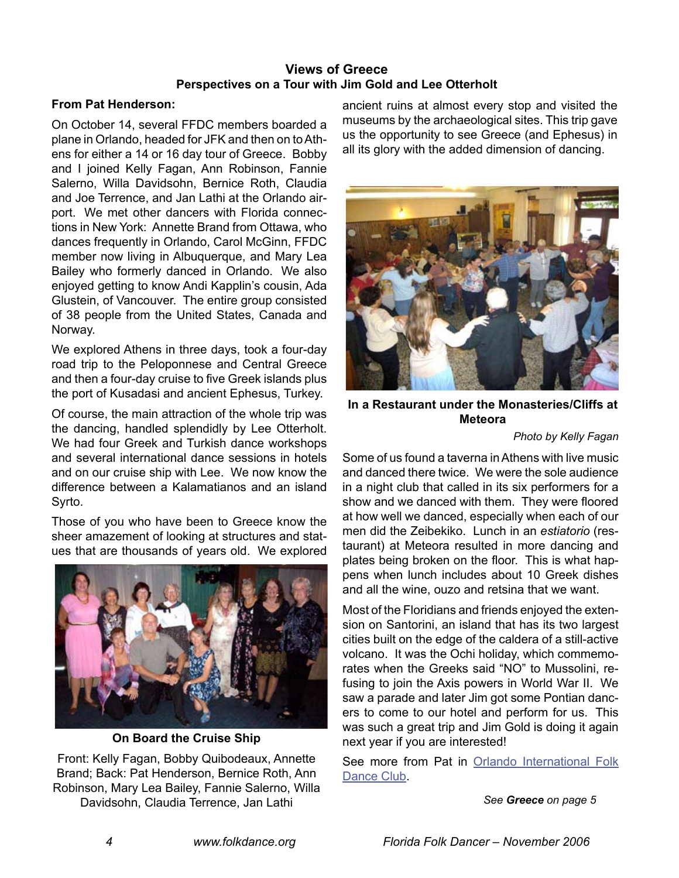## Views of Greece

### Perspectives on a Tour with Jim Gold and Lee Otterholt

**From Pat Henderson:**

On October 14, several FFDC members boarded a plane in Orlando, headed for JFK and then on to Athens for either a 14 or 16 day tour of Greece. Bobby and I joined Kelly Fagan, Ann Robinson, Fannie Salerno, Willa Davidsohn, Bernice Roth, Claudia and Joe Terrence, and Jan Lathi at the Orlando airport. We met other dancers with Florida connections in New York: Annette Brand from Ottawa, who dances frequently in Orlando, Carol McGinn, FFDC member now living in Albuquerque, and Mary Lea Bailey who formerly danced in Orlando. We also enjoyed getting to know Andi Kapplin's cousin, Ada Glustein, of Vancouver. The entire group consisted of 38 people from the United States, Canada and Norway.

We explored Athens in three days, took a four-day road trip to the Peloponnese and Central Greece and then a four-day cruise to five Greek islands plus the port of Kusadasi and ancient Ephesus, Turkey.

Of course, the main attraction of the whole trip was the dancing, handled splendidly by Lee Otterholt. We had four Greek and Turkish dance workshops and several international dance sessions in hotels and on our cruise ship with Lee. We now know the difference between a Kalamatianos and an island Syrto.

Those of you who have been to Greece know the sheer amazement of looking at structures and statues that are thousands of years old. We explored ancient ruins at almost every stop and visited the museums by the archaeological sites. This trip gave us the opportunity to see Greece (and Ephesus) in all its glory with the added dimension of dancing.

**On Board the Cruise Ship**

Front: Kelly Fagan, Bobby Quibodeaux, Annette Brand; Back: Pat Henderson, Bernice Roth, Ann Robinson, Mary Lea Bailey, Fannie Salerno, Willa Davidsohn, Claudia Terrence, Jan Lathi

**In a Restaurant under the Monasteries/Cliffs at Meteora**

*Photo by Kelly Fagan*

Some of us found a taverna in Athens with live music and danced there twice. We were the sole audience in a night club that called in its six performers for a show and we danced with them. They were floored at how well we danced, especially when each of our men did the Zeibekiko. Lunch in an *estiatorio* (restaurant) at Meteora resulted in more dancing and plates being broken on the floor. This is what happens when lunch includes about 10 Greek dishes and all the wine, ouzo and retsina that we want.

Most of the Floridians and friends enjoyed the extension on Santorini, an island that has its two largest cities built on the edge of the caldera of a still-active volcano. It was the Ochi holiday, which commemorates when the Greeks said "NO" to Mussolini, refusing to join the Axis powers in World War II. We saw a parade and later Jim got some Pontian dancers to come to our hotel and perform for us. This was such a great trip and Jim Gold is doing it again next year if you are interested!

See more from Pat in Orlando International Folk Dance Club.

*See **Greece** on page 5*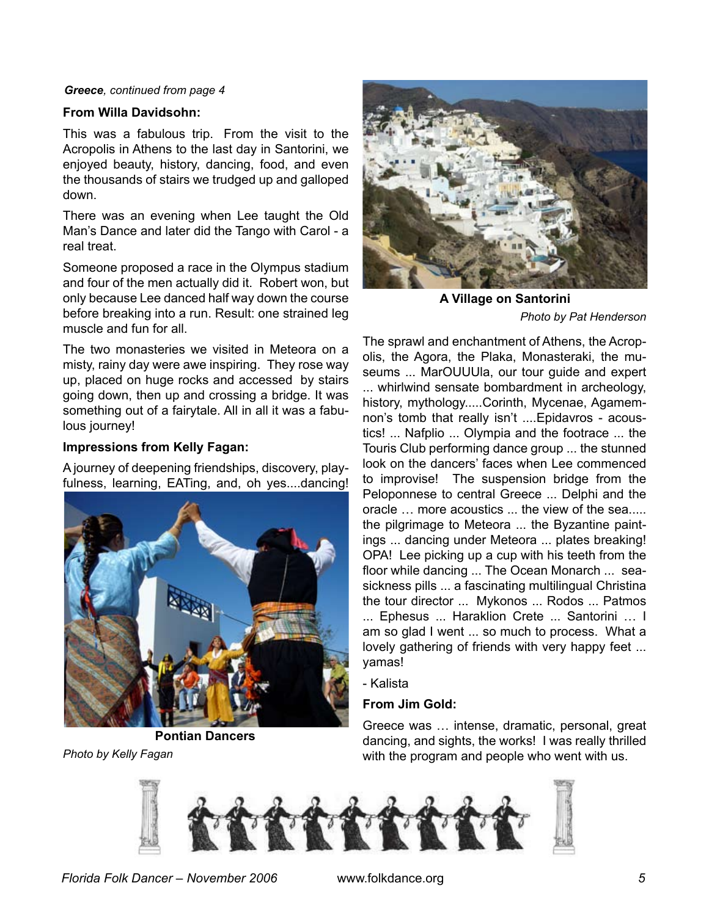***Greece**, continued from page 4*

**From Willa Davidsohn:**

This was a fabulous trip. From the visit to the Acropolis in Athens to the last day in Santorini, we enjoyed beauty, history, dancing, food, and even the thousands of stairs we trudged up and galloped down.

There was an evening when Lee taught the Old Man's Dance and later did the Tango with Carol - a real treat.

Someone proposed a race in the Olympus stadium and four of the men actually did it. Robert won, but only because Lee danced half way down the course before breaking into a run. Result: one strained leg muscle and fun for all.

The two monasteries we visited in Meteora on a misty, rainy day were awe inspiring. They rose way up, placed on huge rocks and accessed by stairs going down, then up and crossing a bridge. It was something out of a fairytale. All in all it was a fabulous journey!

**Impressions from Kelly Fagan:**

A journey of deepening friendships, discovery, playfulness, learning, EATing, and, oh yes....dancing!

**Pontian Dancers**

*Photo by Kelly Fagan*

**A Village on Santorini**

*Photo by Pat Henderson*

The sprawl and enchantment of Athens, the Acropolis, the Agora, the Plaka, Monasteraki, the museums ... MarOUUUla, our tour guide and expert ... whirlwind sensate bombardment in archeology, history, mythology.....Corinth, Mycenae, Agamemnon's tomb that really isn't ....Epidavros - acoustics! ... Nafplio ... Olympia and the footrace ... the Touris Club performing dance group ... the stunned look on the dancers' faces when Lee commenced to improvise! The suspension bridge from the Peloponnese to central Greece ... Delphi and the oracle … more acoustics ... the view of the sea..... the pilgrimage to Meteora ... the Byzantine paintings ... dancing under Meteora ... plates breaking! OPA! Lee picking up a cup with his teeth from the floor while dancing ... The Ocean Monarch ... seasickness pills ... a fascinating multilingual Christina the tour director ... Mykonos ... Rodos ... Patmos ... Ephesus ... Haraklion Crete ... Santorini … I am so glad I went ... so much to process. What a lovely gathering of friends with very happy feet ... yamas!

- Kalista

**From Jim Gold:**

Greece was … intense, dramatic, personal, great dancing, and sights, the works! I was really thrilled with the program and people who went with us.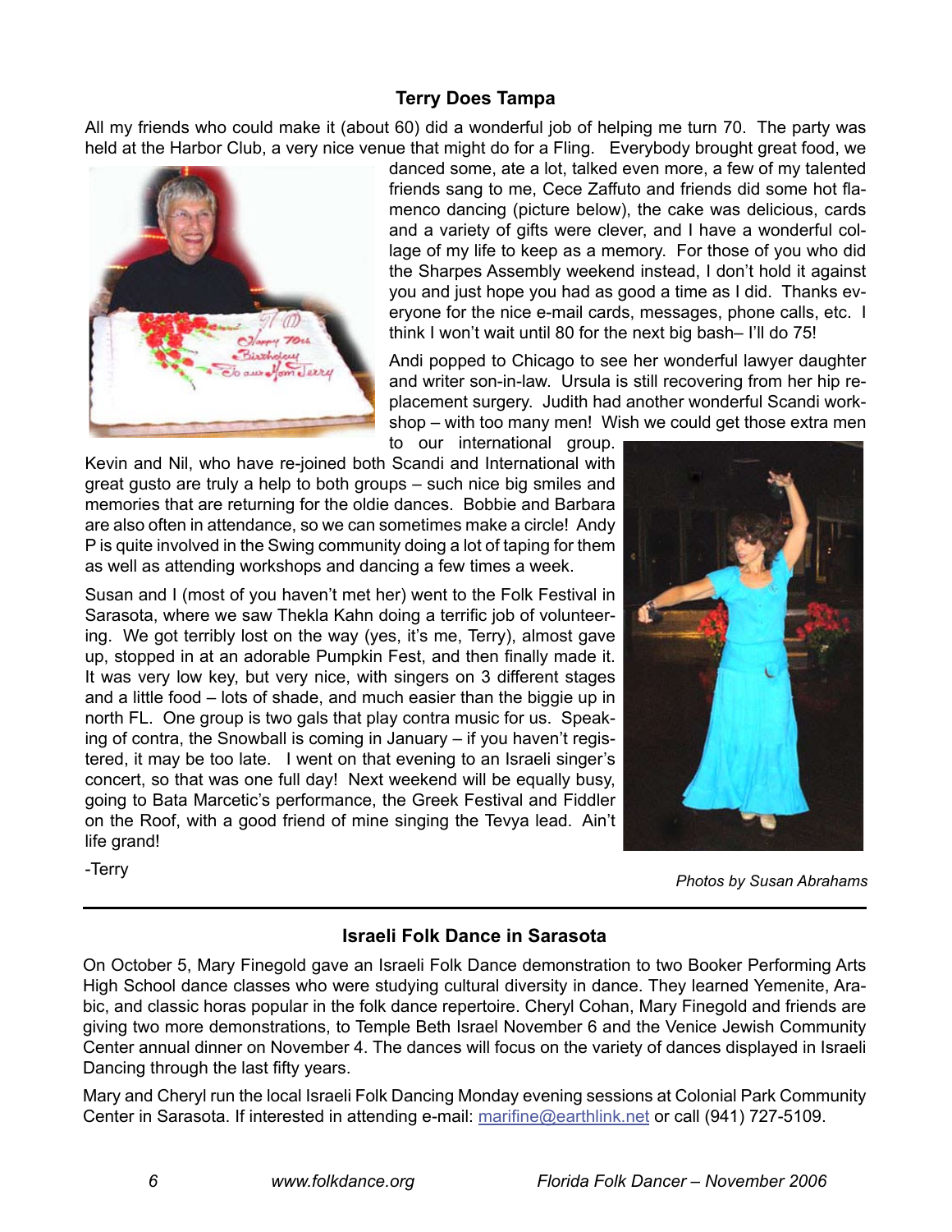### Terry Does Tampa

All my friends who could make it (about 60) did a wonderful job of helping me turn 70. The party was held at the Harbor Club, a very nice venue that might do for a Fling. Everybody brought great food, we danced some, ate a lot, talked even more, a few of my talented friends sang to me, Cece Zaffuto and friends did some hot flamenco dancing (picture below), the cake was delicious, cards and a variety of gifts were clever, and I have a wonderful collage of my life to keep as a memory. For those of you who did the Sharpes Assembly weekend instead, I don't hold it against you and just hope you had as good a time as I did. Thanks everyone for the nice e-mail cards, messages, phone calls, etc. I think I won't wait until 80 for the next big bash– I'll do 75!

Andi popped to Chicago to see her wonderful lawyer daughter and writer son-in-law. Ursula is still recovering from her hip replacement surgery. Judith had another wonderful Scandi workshop – with too many men! Wish we could get those extra men to our international group. Kevin and Nil, who have re-joined both Scandi and International with great gusto are truly a help to both groups – such nice big smiles and memories that are returning for the oldie dances. Bobbie and Barbara are also often in attendance, so we can sometimes make a circle! Andy P is quite involved in the Swing community doing a lot of taping for them as well as attending workshops and dancing a few times a week.

Susan and I (most of you haven't met her) went to the Folk Festival in Sarasota, where we saw Thekla Kahn doing a terrific job of volunteering. We got terribly lost on the way (yes, it's me, Terry), almost gave up, stopped in at an adorable Pumpkin Fest, and then finally made it. It was very low key, but very nice, with singers on 3 different stages and a little food – lots of shade, and much easier than the biggie up in north FL. One group is two gals that play contra music for us. Speaking of contra, the Snowball is coming in January – if you haven't registered, it may be too late. I went on that evening to an Israeli singer's concert, so that was one full day! Next weekend will be equally busy, going to Bata Marcetic's performance, the Greek Festival and Fiddler on the Roof, with a good friend of mine singing the Tevya lead. Ain't life grand!

-Terry

*Photos by Susan Abrahams*

---

### Israeli Folk Dance in Sarasota

On October 5, Mary Finegold gave an Israeli Folk Dance demonstration to two Booker Performing Arts High School dance classes who were studying cultural diversity in dance. They learned Yemenite, Arabic, and classic horas popular in the folk dance repertoire. Cheryl Cohan, Mary Finegold and friends are giving two more demonstrations, to Temple Beth Israel November 6 and the Venice Jewish Community Center annual dinner on November 4. The dances will focus on the variety of dances displayed in Israeli Dancing through the last fifty years.

Mary and Cheryl run the local Israeli Folk Dancing Monday evening sessions at Colonial Park Community Center in Sarasota. If interested in attending e-mail: marifine@earthlink.net or call (941) 727-5109.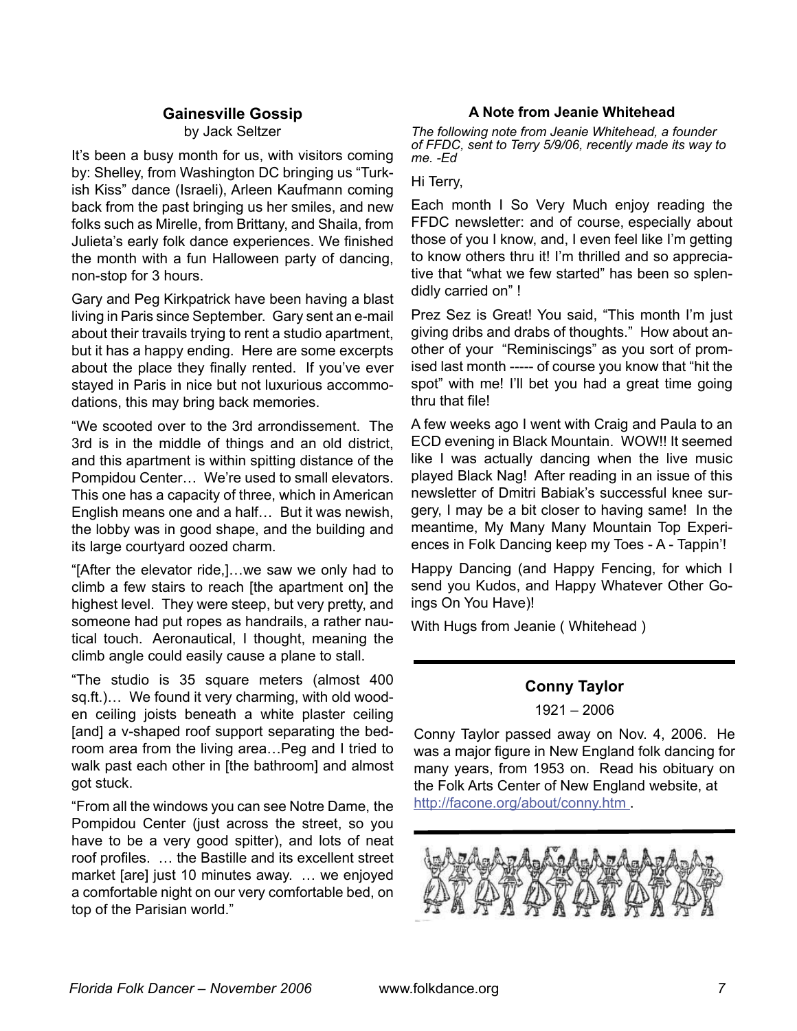## Gainesville Gossip

by Jack Seltzer

It's been a busy month for us, with visitors coming by: Shelley, from Washington DC bringing us "Turkish Kiss" dance (Israeli), Arleen Kaufmann coming back from the past bringing us her smiles, and new folks such as Mirelle, from Brittany, and Shaila, from Julieta's early folk dance experiences. We finished the month with a fun Halloween party of dancing, non-stop for 3 hours.

Gary and Peg Kirkpatrick have been having a blast living in Paris since September. Gary sent an e-mail about their travails trying to rent a studio apartment, but it has a happy ending. Here are some excerpts about the place they finally rented. If you've ever stayed in Paris in nice but not luxurious accommodations, this may bring back memories.

"We scooted over to the 3rd arrondissement. The 3rd is in the middle of things and an old district, and this apartment is within spitting distance of the Pompidou Center… We're used to small elevators. This one has a capacity of three, which in American English means one and a half… But it was newish, the lobby was in good shape, and the building and its large courtyard oozed charm.

"[After the elevator ride,]…we saw we only had to climb a few stairs to reach [the apartment on] the highest level. They were steep, but very pretty, and someone had put ropes as handrails, a rather nautical touch. Aeronautical, I thought, meaning the climb angle could easily cause a plane to stall.

"The studio is 35 square meters (almost 400 sq.ft.)… We found it very charming, with old wooden ceiling joists beneath a white plaster ceiling [and] a v-shaped roof support separating the bedroom area from the living area…Peg and I tried to walk past each other in [the bathroom] and almost got stuck.

"From all the windows you can see Notre Dame, the Pompidou Center (just across the street, so you have to be a very good spitter), and lots of neat roof profiles. … the Bastille and its excellent street market [are] just 10 minutes away. … we enjoyed a comfortable night on our very comfortable bed, on top of the Parisian world."

## A Note from Jeanie Whitehead

*The following note from Jeanie Whitehead, a founder of FFDC, sent to Terry 5/9/06, recently made its way to me. -Ed*

Hi Terry,

Each month I So Very Much enjoy reading the FFDC newsletter: and of course, especially about those of you I know, and, I even feel like I'm getting to know others thru it! I'm thrilled and so appreciative that "what we few started" has been so splendidly carried on" !

Prez Sez is Great! You said, "This month I'm just giving dribs and drabs of thoughts." How about another of your "Reminiscings" as you sort of promised last month ----- of course you know that "hit the spot" with me! I'll bet you had a great time going thru that file!

A few weeks ago I went with Craig and Paula to an ECD evening in Black Mountain. WOW!! It seemed like I was actually dancing when the live music played Black Nag! After reading in an issue of this newsletter of Dmitri Babiak's successful knee surgery, I may be a bit closer to having same! In the meantime, My Many Many Mountain Top Experiences in Folk Dancing keep my Toes - A - Tappin'!

Happy Dancing (and Happy Fencing, for which I send you Kudos, and Happy Whatever Other Goings On You Have)!

With Hugs from Jeanie ( Whitehead )

## Conny Taylor

1921 – 2006

Conny Taylor passed away on Nov. 4, 2006. He was a major figure in New England folk dancing for many years, from 1953 on. Read his obituary on the Folk Arts Center of New England website, at http://facone.org/about/conny.htm .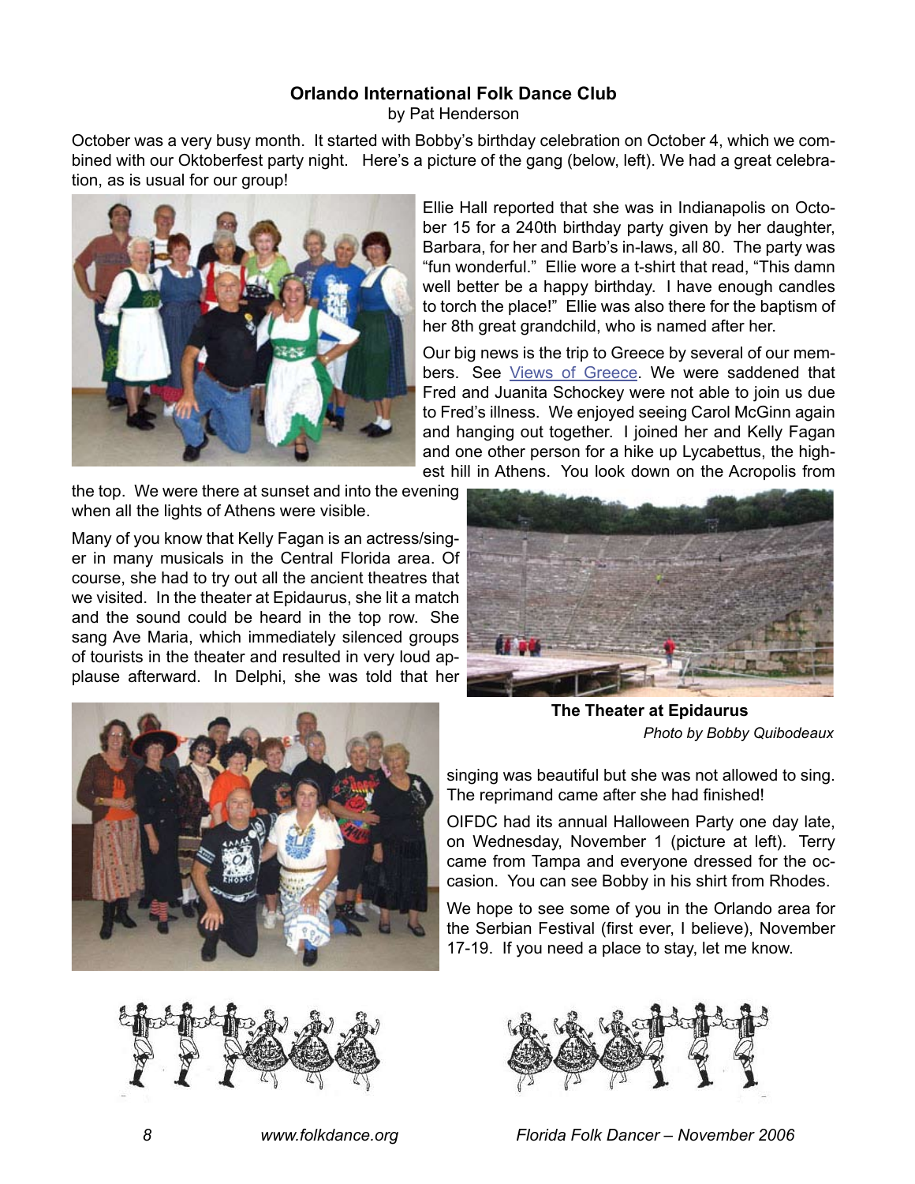## Orlando International Folk Dance Club

by Pat Henderson

October was a very busy month. It started with Bobby's birthday celebration on October 4, which we combined with our Oktoberfest party night. Here's a picture of the gang (below, left). We had a great celebration, as is usual for our group!

Ellie Hall reported that she was in Indianapolis on October 15 for a 240th birthday party given by her daughter, Barbara, for her and Barb's in-laws, all 80. The party was "fun wonderful." Ellie wore a t-shirt that read, "This damn well better be a happy birthday. I have enough candles to torch the place!" Ellie was also there for the baptism of her 8th great grandchild, who is named after her.

Our big news is the trip to Greece by several of our members. See Views of Greece. We were saddened that Fred and Juanita Schockey were not able to join us due to Fred's illness. We enjoyed seeing Carol McGinn again and hanging out together. I joined her and Kelly Fagan and one other person for a hike up Lycabettus, the highest hill in Athens. You look down on the Acropolis from the top. We were there at sunset and into the evening when all the lights of Athens were visible.

Many of you know that Kelly Fagan is an actress/singer in many musicals in the Central Florida area. Of course, she had to try out all the ancient theatres that we visited. In the theater at Epidaurus, she lit a match and the sound could be heard in the top row. She sang Ave Maria, which immediately silenced groups of tourists in the theater and resulted in very loud applause afterward. In Delphi, she was told that her singing was beautiful but she was not allowed to sing. The reprimand came after she had finished!

**The Theater at Epidaurus**

*Photo by Bobby Quibodeaux*

OIFDC had its annual Halloween Party one day late, on Wednesday, November 1 (picture at left). Terry came from Tampa and everyone dressed for the occasion. You can see Bobby in his shirt from Rhodes.

We hope to see some of you in the Orlando area for the Serbian Festival (first ever, I believe), November 17-19. If you need a place to stay, let me know.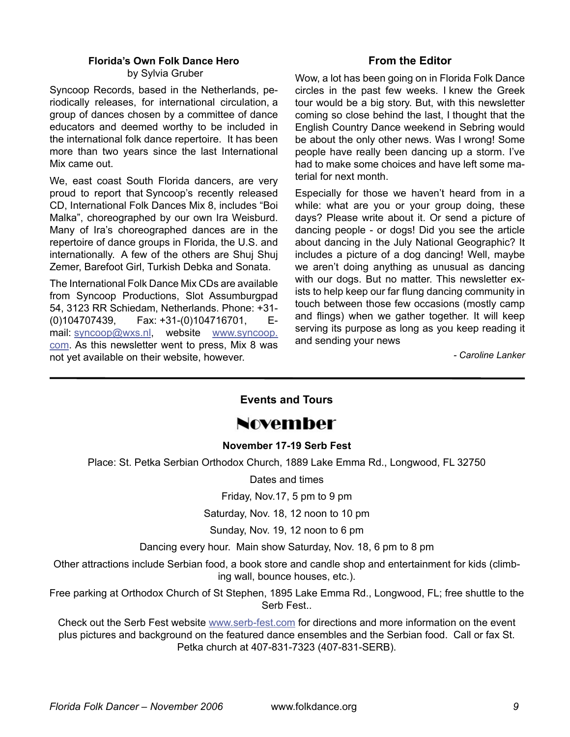### Florida's Own Folk Dance Hero

by Sylvia Gruber

Syncoop Records, based in the Netherlands, periodically releases, for international circulation, a group of dances chosen by a committee of dance educators and deemed worthy to be included in the international folk dance repertoire. It has been more than two years since the last International Mix came out.

We, east coast South Florida dancers, are very proud to report that Syncoop's recently released CD, International Folk Dances Mix 8, includes "Boi Malka", choreographed by our own Ira Weisburd. Many of Ira's choreographed dances are in the repertoire of dance groups in Florida, the U.S. and internationally. A few of the others are Shuj Shuj Zemer, Barefoot Girl, Turkish Debka and Sonata.

The International Folk Dance Mix CDs are available from Syncoop Productions, Slot Assumburgpad 54, 3123 RR Schiedam, Netherlands. Phone: +31-(0)104707439, Fax: +31-(0)104716701, E-mail: syncoop@wxs.nl, website www.syncoop.com. As this newsletter went to press, Mix 8 was not yet available on their website, however.

### From the Editor

Wow, a lot has been going on in Florida Folk Dance circles in the past few weeks. I knew the Greek tour would be a big story. But, with this newsletter coming so close behind the last, I thought that the English Country Dance weekend in Sebring would be about the only other news. Was I wrong! Some people have really been dancing up a storm. I've had to make some choices and have left some material for next month.

Especially for those we haven't heard from in a while: what are you or your group doing, these days? Please write about it. Or send a picture of dancing people - or dogs! Did you see the article about dancing in the July National Geographic? It includes a picture of a dog dancing! Well, maybe we aren't doing anything as unusual as dancing with our dogs. But no matter. This newsletter exists to help keep our far flung dancing community in touch between those few occasions (mostly camp and flings) when we gather together. It will keep serving its purpose as long as you keep reading it and sending your news

*- Caroline Lanker*

---

## Events and Tours

# November

**November 17-19 Serb Fest**

Place: St. Petka Serbian Orthodox Church, 1889 Lake Emma Rd., Longwood, FL 32750

Dates and times

Friday, Nov.17, 5 pm to 9 pm

Saturday, Nov. 18, 12 noon to 10 pm

Sunday, Nov. 19, 12 noon to 6 pm

Dancing every hour. Main show Saturday, Nov. 18, 6 pm to 8 pm

Other attractions include Serbian food, a book store and candle shop and entertainment for kids (climbing wall, bounce houses, etc.).

Free parking at Orthodox Church of St Stephen, 1895 Lake Emma Rd., Longwood, FL; free shuttle to the Serb Fest..

Check out the Serb Fest website www.serb-fest.com for directions and more information on the event plus pictures and background on the featured dance ensembles and the Serbian food. Call or fax St. Petka church at 407-831-7323 (407-831-SERB).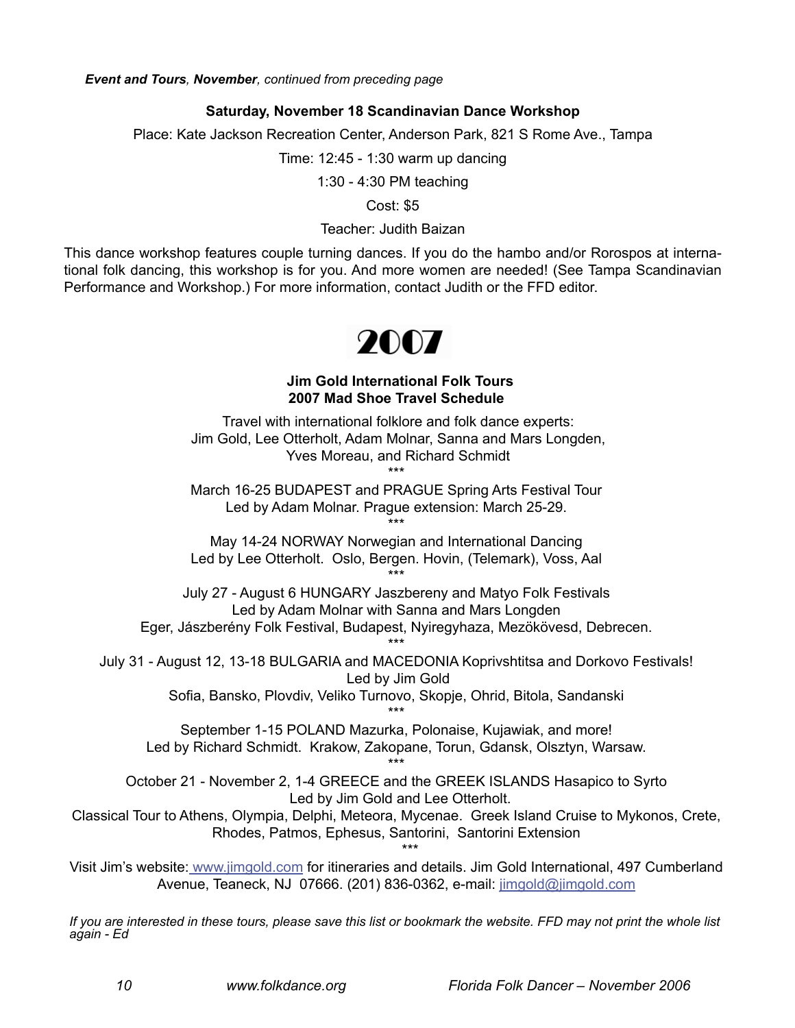*Event and Tours, November, continued from preceding page*

**Saturday, November 18 Scandinavian Dance Workshop**

Place: Kate Jackson Recreation Center, Anderson Park, 821 S Rome Ave., Tampa

Time: 12:45 - 1:30 warm up dancing

1:30 - 4:30 PM teaching

Cost: $5

Teacher: Judith Baizan

This dance workshop features couple turning dances. If you do the hambo and/or Rorospos at international folk dancing, this workshop is for you. And more women are needed! (See Tampa Scandinavian Performance and Workshop.) For more information, contact Judith or the FFD editor.

# 2007

**Jim Gold International Folk Tours**
**2007 Mad Shoe Travel Schedule**

Travel with international folklore and folk dance experts:
Jim Gold, Lee Otterholt, Adam Molnar, Sanna and Mars Longden,
Yves Moreau, and Richard Schmidt

***

March 16-25 BUDAPEST and PRAGUE Spring Arts Festival Tour
Led by Adam Molnar. Prague extension: March 25-29.

***

May 14-24 NORWAY Norwegian and International Dancing
Led by Lee Otterholt. Oslo, Bergen. Hovin, (Telemark), Voss, Aal

***

July 27 - August 6 HUNGARY Jaszbereny and Matyo Folk Festivals
Led by Adam Molnar with Sanna and Mars Longden
Eger, Jászberény Folk Festival, Budapest, Nyiregyhaza, Mezökövesd, Debrecen.

***

July 31 - August 12, 13-18 BULGARIA and MACEDONIA Koprivshtitsa and Dorkovo Festivals!
Led by Jim Gold
Sofia, Bansko, Plovdiv, Veliko Turnovo, Skopje, Ohrid, Bitola, Sandanski

***

September 1-15 POLAND Mazurka, Polonaise, Kujawiak, and more!
Led by Richard Schmidt. Krakow, Zakopane, Torun, Gdansk, Olsztyn, Warsaw.

***

October 21 - November 2, 1-4 GREECE and the GREEK ISLANDS Hasapico to Syrto
Led by Jim Gold and Lee Otterholt.
Classical Tour to Athens, Olympia, Delphi, Meteora, Mycenae. Greek Island Cruise to Mykonos, Crete, Rhodes, Patmos, Ephesus, Santorini, Santorini Extension

***

Visit Jim's website: www.jimgold.com for itineraries and details. Jim Gold International, 497 Cumberland Avenue, Teaneck, NJ 07666. (201) 836-0362, e-mail: jimgold@jimgold.com

*If you are interested in these tours, please save this list or bookmark the website. FFD may not print the whole list again - Ed*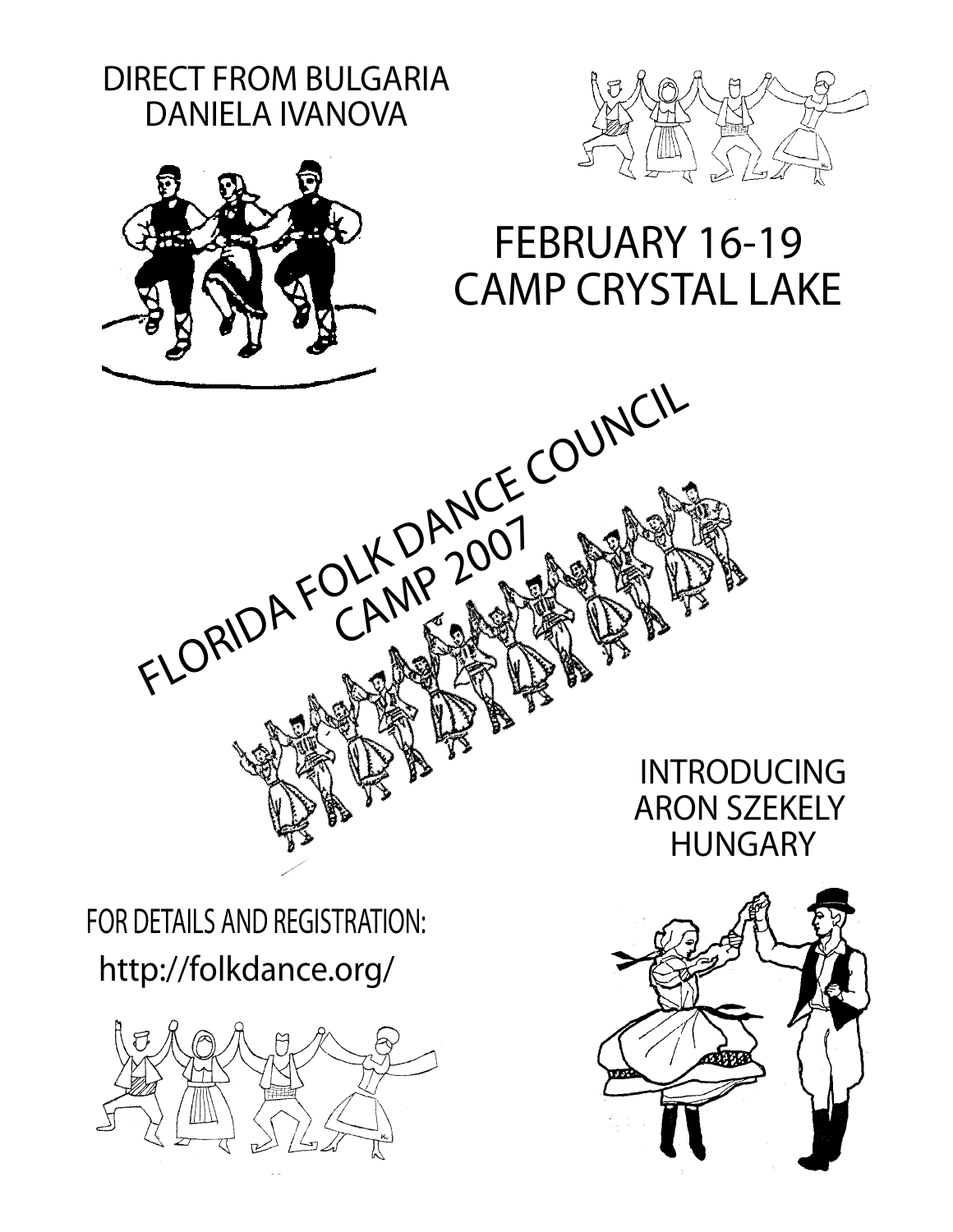DIRECT FROM BULGARIA
DANIELA IVANOVA

FEBRUARY 16-19
CAMP CRYSTAL LAKE

# FLORIDA FOLK DANCE COUNCIL CAMP 2007

INTRODUCING
ARON SZEKELY
HUNGARY

FOR DETAILS AND REGISTRATION:
http://folkdance.org/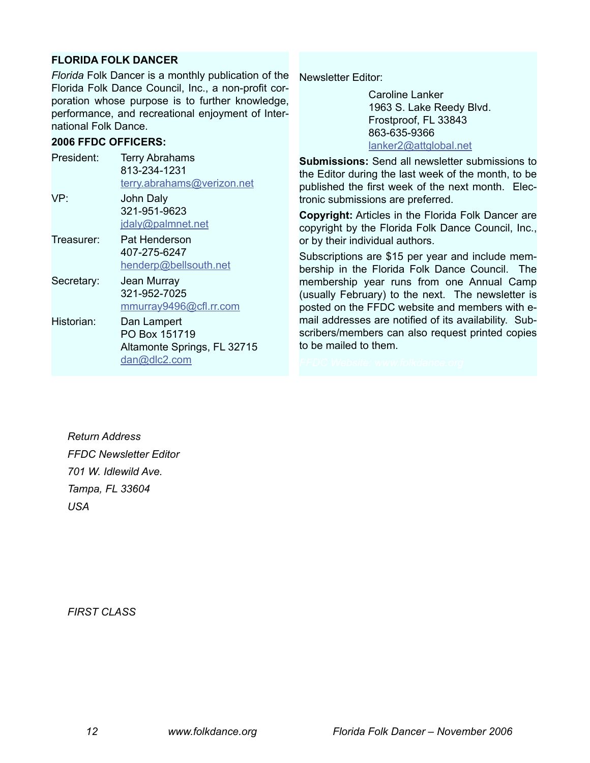## FLORIDA FOLK DANCER

*Florida* Folk Dancer is a monthly publication of the Florida Folk Dance Council, Inc., a non-profit corporation whose purpose is to further knowledge, performance, and recreational enjoyment of International Folk Dance.

### 2006 FFDC OFFICERS:

| | |
|---|---|
| President: | Terry Abrahams<br>813-234-1231<br>terry.abrahams@verizon.net |
| VP: | John Daly<br>321-951-9623<br>jdaly@palmnet.net |
| Treasurer: | Pat Henderson<br>407-275-6247<br>henderp@bellsouth.net |
| Secretary: | Jean Murray<br>321-952-7025<br>mmurray9496@cfl.rr.com |
| Historian: | Dan Lampert<br>PO Box 151719<br>Altamonte Springs, FL 32715<br>dan@dlc2.com |

Newsletter Editor:

Caroline Lanker
1963 S. Lake Reedy Blvd.
Frostproof, FL 33843
863-635-9366
lanker2@attglobal.net

**Submissions:** Send all newsletter submissions to the Editor during the last week of the month, to be published the first week of the next month. Electronic submissions are preferred.

**Copyright:** Articles in the Florida Folk Dancer are copyright by the Florida Folk Dance Council, Inc., or by their individual authors.

Subscriptions are $15 per year and include membership in the Florida Folk Dance Council. The membership year runs from one Annual Camp (usually February) to the next. The newsletter is posted on the FFDC website and members with e-mail addresses are notified of its availability. Subscribers/members can also request printed copies to be mailed to them.

*FFDC Website: www.folkdance.org*

*Return Address*
*FFDC Newsletter Editor*
*701 W. Idlewild Ave.*
*Tampa, FL 33604*
*USA*

*FIRST CLASS*